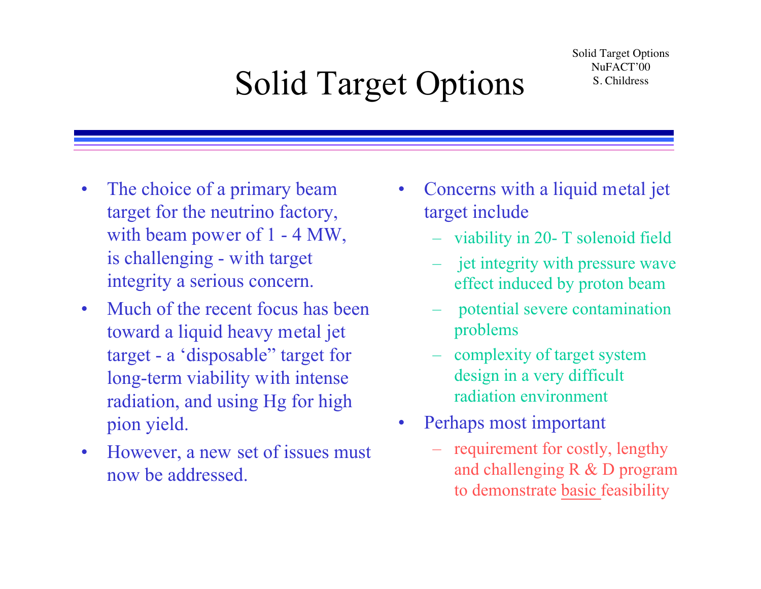# Solid Target Options

- The choice of a primary beam target for the neutrino factory, with beam power of 1 - 4 MW, is challenging - with target integrity a serious concern.
- Much of the recent focus has been toward a liquid heavy metal jet target - a 'disposable" target for long-term viability with intense radiation, and using Hg for high pion yield.
- However, a new set of issues must now be addressed.
- Concerns with a liquid metal jet target include
  - viability in 20- T solenoid field
  - jet integrity with pressure wave effect induced by proton beam
  - potential severe contamination problems
  - complexity of target system design in a very difficult radiation environment
- Perhaps most important
  - requirement for costly, lengthy and challenging R & D program to demonstrate <u>basic</u> feasibility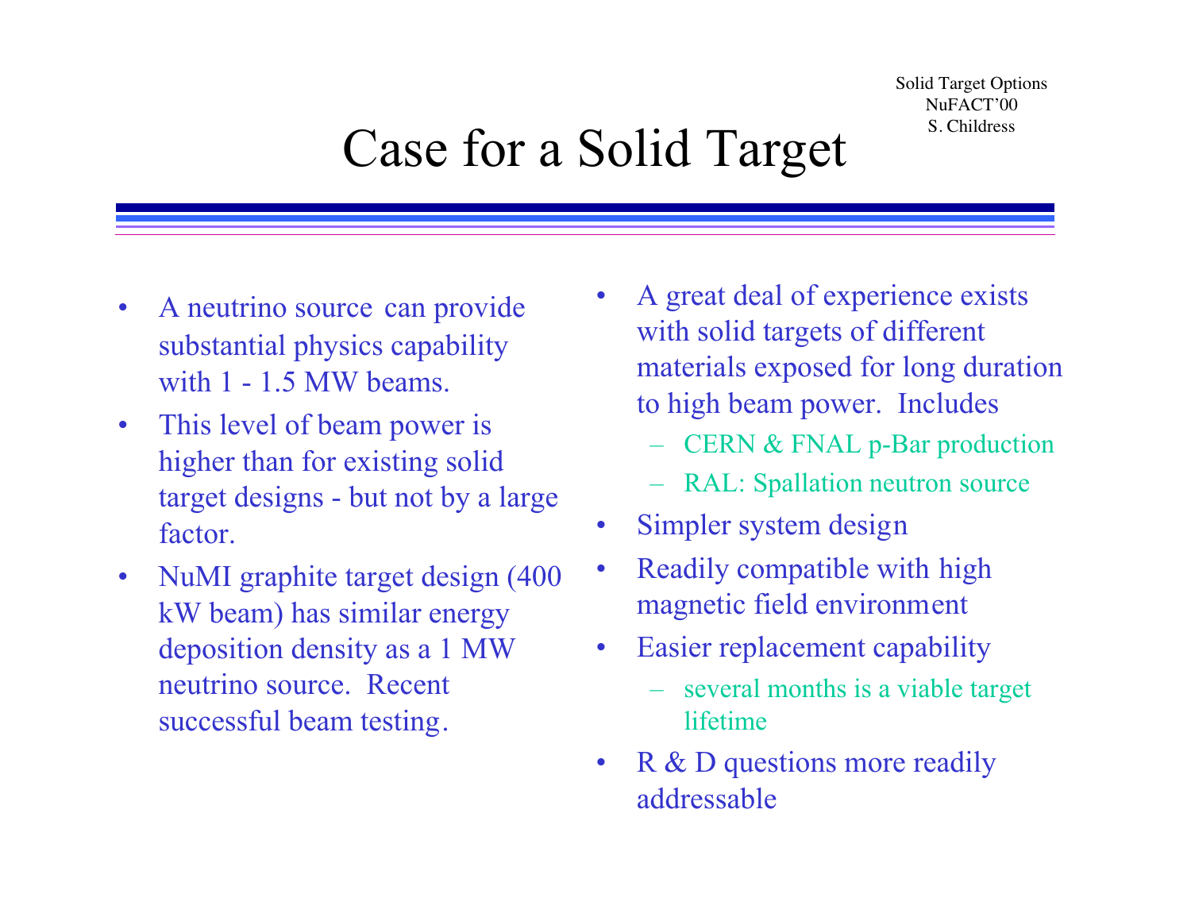# Case for a Solid Target

- A neutrino source can provide substantial physics capability with 1 - 1.5 MW beams.
- This level of beam power is higher than for existing solid target designs - but not by a large factor.
- NuMI graphite target design (400 kW beam) has similar energy deposition density as a 1 MW neutrino source. Recent successful beam testing.
- A great deal of experience exists with solid targets of different materials exposed for long duration to high beam power. Includes
  - CERN & FNAL p-Bar production
  - RAL: Spallation neutron source
- Simpler system design
- Readily compatible with high magnetic field environment
- Easier replacement capability
  - several months is a viable target lifetime
- R & D questions more readily addressable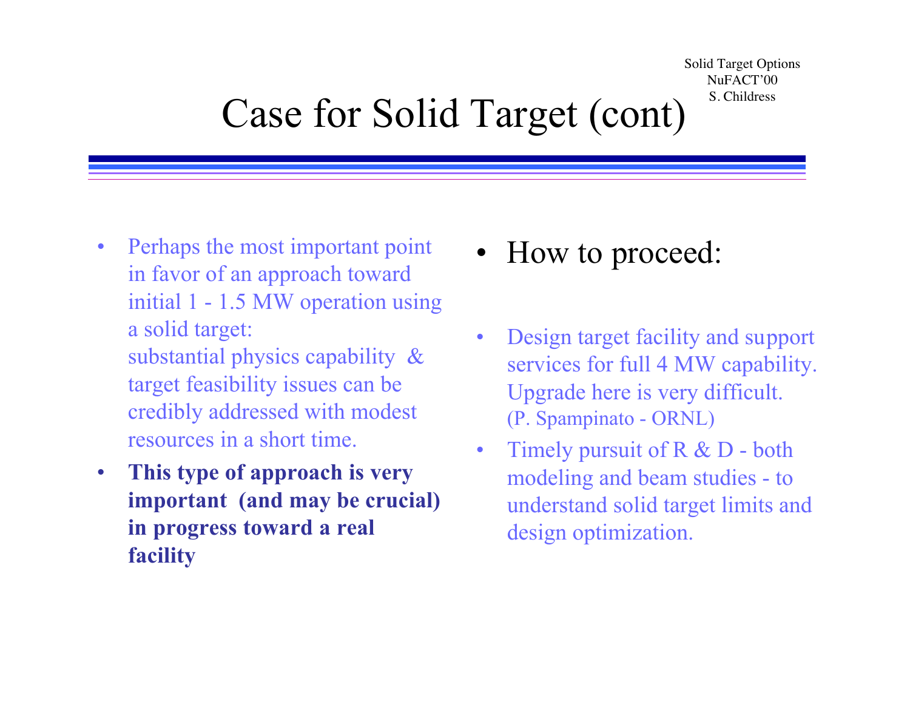# Case for Solid Target (cont)

- Perhaps the most important point in favor of an approach toward initial 1 - 1.5 MW operation using a solid target:
  substantial physics capability & target feasibility issues can be credibly addressed with modest resources in a short time.
- **This type of approach is very important (and may be crucial) in progress toward a real facility**

- How to proceed:

- Design target facility and support services for full 4 MW capability. Upgrade here is very difficult. (P. Spampinato - ORNL)
- Timely pursuit of R & D - both modeling and beam studies - to understand solid target limits and design optimization.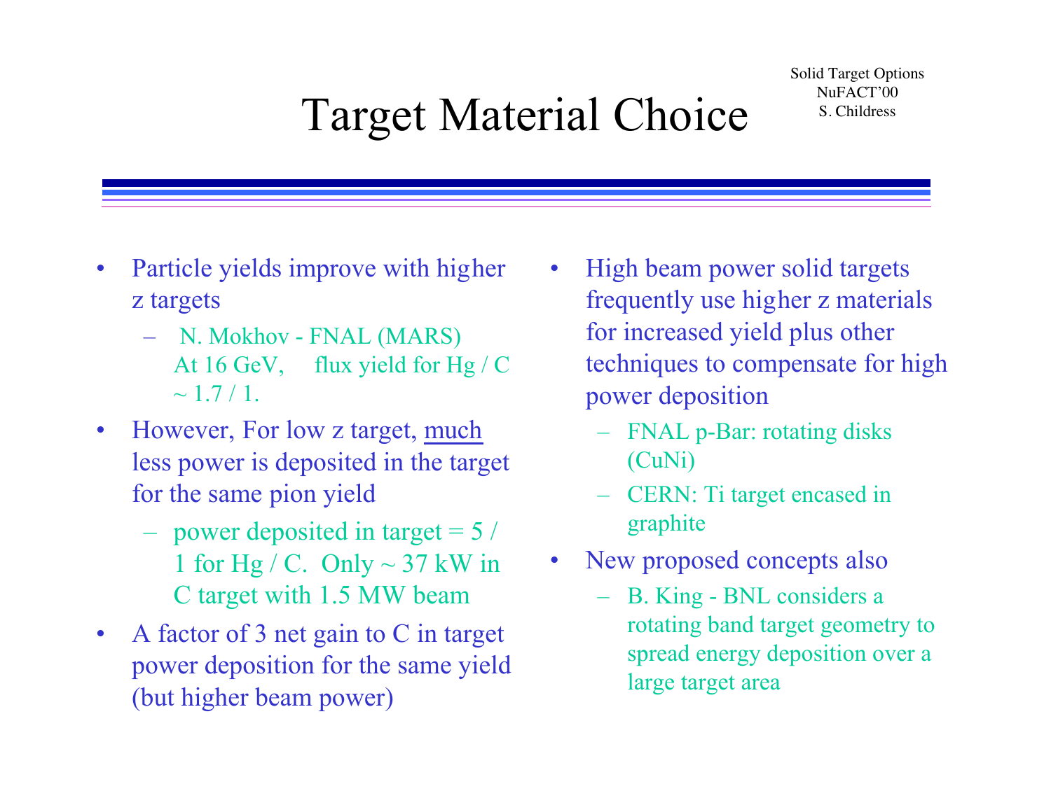# Target Material Choice

- Particle yields improve with higher z targets
  - N. Mokhov - FNAL (MARS) At 16 GeV, flux yield for Hg / C ~ 1.7 / 1.
- However, For low z target, <u>much</u> less power is deposited in the target for the same pion yield
  - power deposited in target = 5 / 1 for Hg / C. Only ~ 37 kW in C target with 1.5 MW beam
- A factor of 3 net gain to C in target power deposition for the same yield (but higher beam power)
- High beam power solid targets frequently use higher z materials for increased yield plus other techniques to compensate for high power deposition
  - FNAL p-Bar: rotating disks (CuNi)
  - CERN: Ti target encased in graphite
- New proposed concepts also
  - B. King - BNL considers a rotating band target geometry to spread energy deposition over a large target area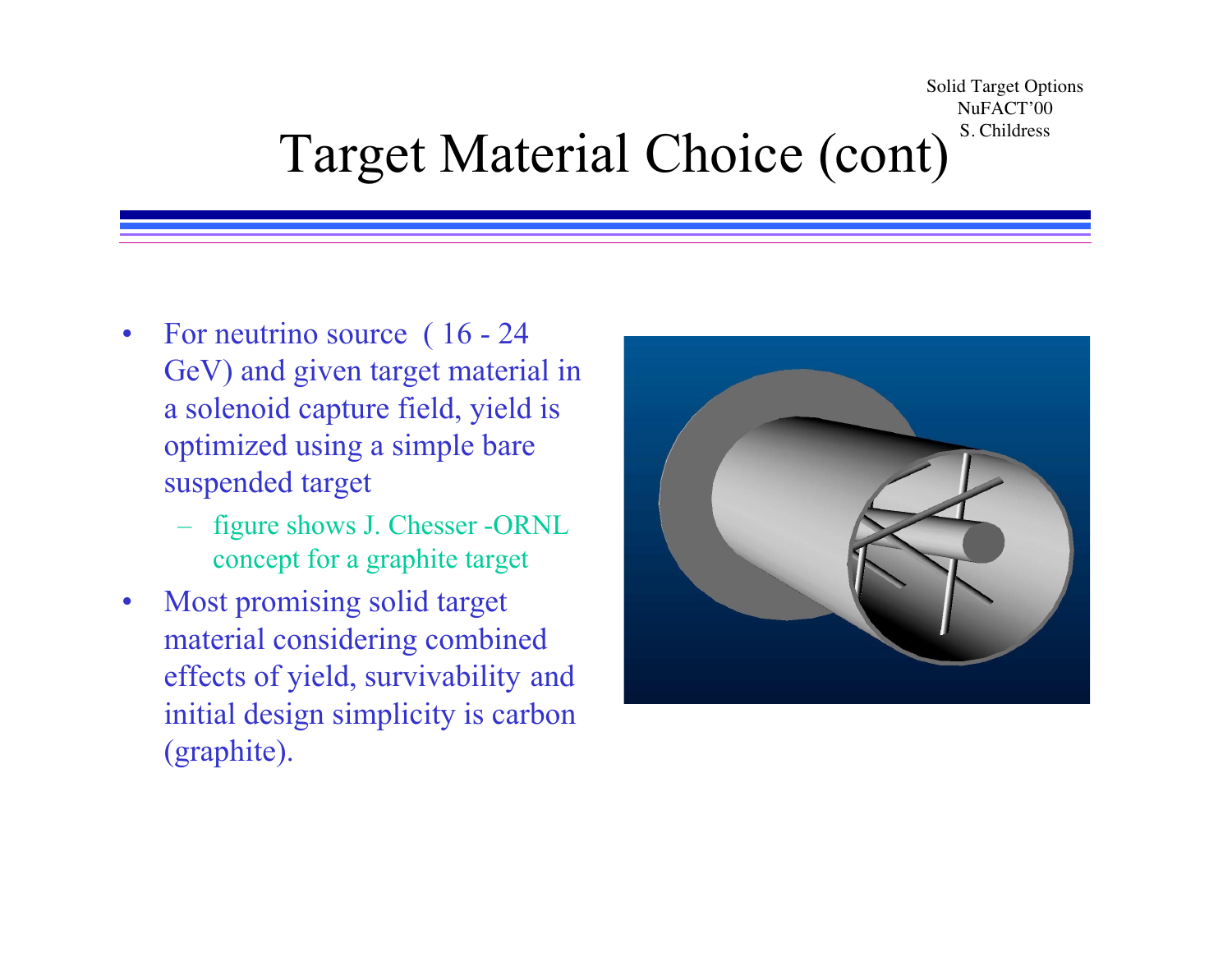# Target Material Choice (cont)

- For neutrino source ( 16 - 24 GeV) and given target material in a solenoid capture field, yield is optimized using a simple bare suspended target
  - figure shows J. Chesser -ORNL concept for a graphite target
- Most promising solid target material considering combined effects of yield, survivability and initial design simplicity is carbon (graphite).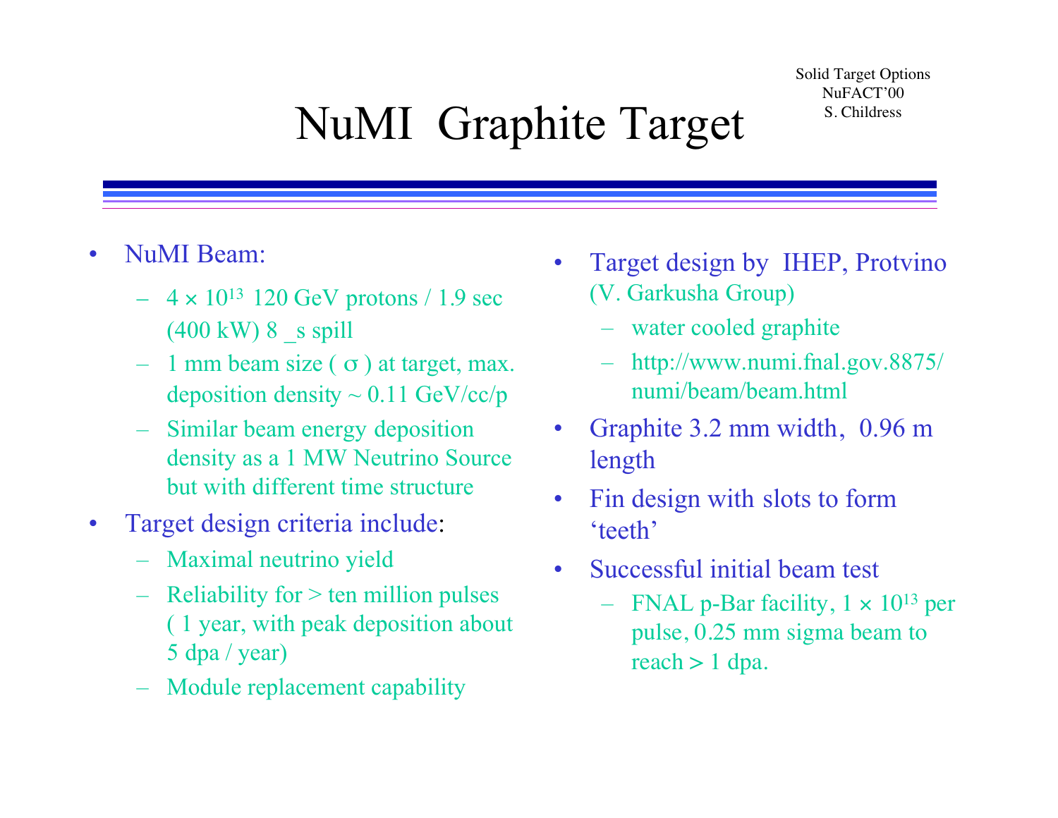# NuMI Graphite Target

Solid Target Options
NuFACT'00
S. Childress

- NuMI Beam:
  - $4 \times 10^{13}$ 120 GeV protons / 1.9 sec (400 kW) 8 _s spill
  - 1 mm beam size ( $\sigma$ ) at target, max. deposition density ~ 0.11 GeV/cc/p
  - Similar beam energy deposition density as a 1 MW Neutrino Source but with different time structure
- Target design criteria include:
  - Maximal neutrino yield
  - Reliability for > ten million pulses ( 1 year, with peak deposition about 5 dpa / year)
  - Module replacement capability
- Target design by IHEP, Protvino (V. Garkusha Group)
  - water cooled graphite
  - http://www.numi.fnal.gov.8875/numi/beam/beam.html
- Graphite 3.2 mm width, 0.96 m length
- Fin design with slots to form 'teeth'
- Successful initial beam test
  - FNAL p-Bar facility, $1 \times 10^{13}$ per pulse, 0.25 mm sigma beam to reach > 1 dpa.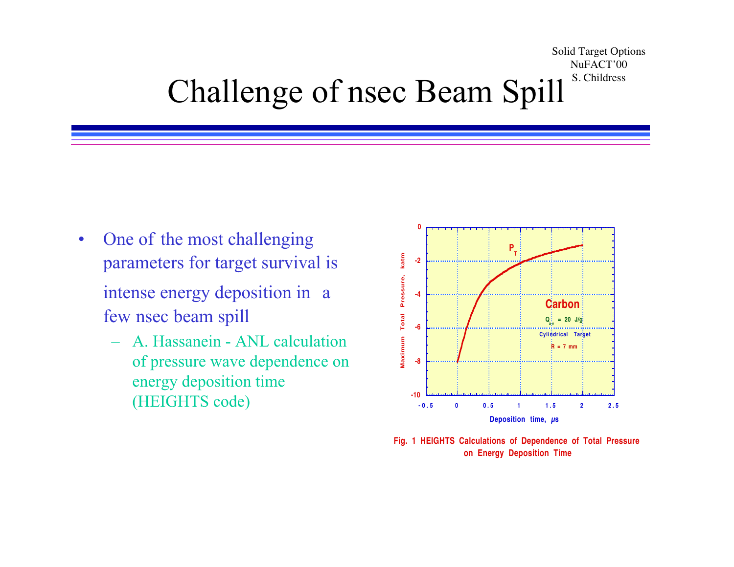# Challenge of nsec Beam Spill

- One of the most challenging parameters for target survival is intense energy deposition in a few nsec beam spill
  - A. Hassanein - ANL calculation of pressure wave dependence on energy deposition time (HEIGHTS code)

Fig. 1 HEIGHTS Calculations of Dependence of Total Pressure on Energy Deposition Time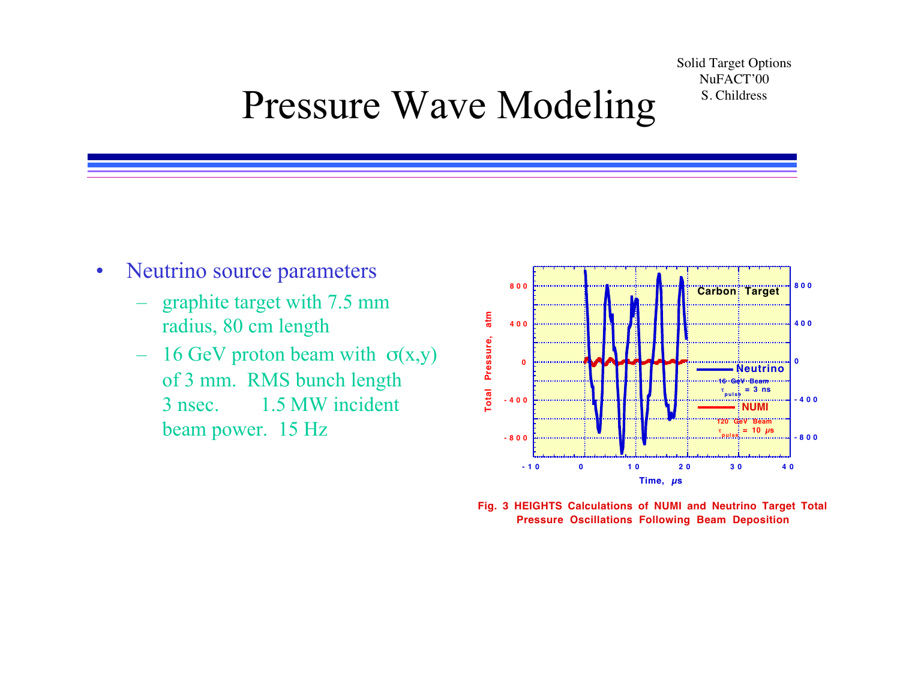# Pressure Wave Modeling

Solid Target Options
NuFACT'00
S. Childress

- Neutrino source parameters
  - graphite target with 7.5 mm radius, 80 cm length
  - 16 GeV proton beam with σ(x,y) of 3 mm. RMS bunch length 3 nsec. 1.5 MW incident beam power. 15 Hz

Fig. 3 HEIGHTS Calculations of NUMI and Neutrino Target Total Pressure Oscillations Following Beam Deposition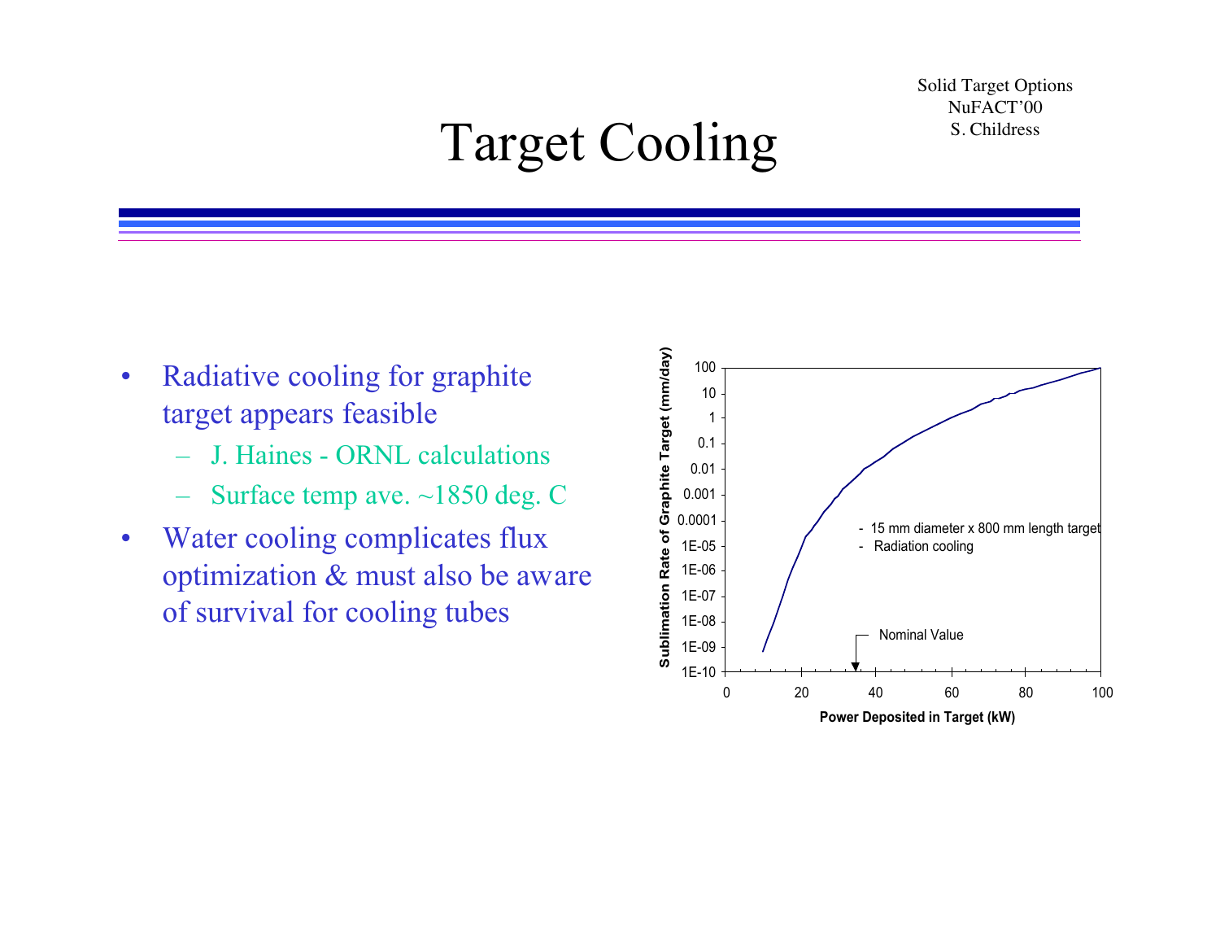# Target Cooling

Solid Target Options
NuFACT'00
S. Childress

- Radiative cooling for graphite target appears feasible
  - J. Haines - ORNL calculations
  - Surface temp ave. ~1850 deg. C
- Water cooling complicates flux optimization & must also be aware of survival for cooling tubes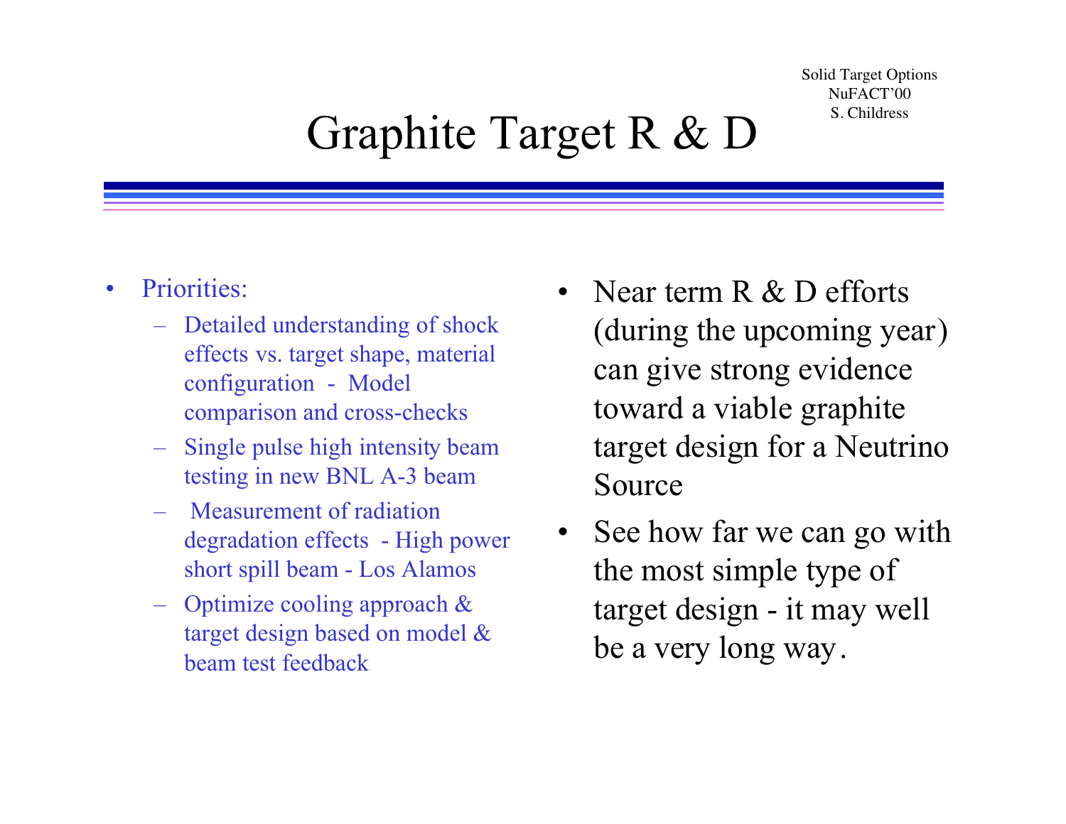# Graphite Target R & D

- Priorities:
  - Detailed understanding of shock effects vs. target shape, material configuration - Model comparison and cross-checks
  - Single pulse high intensity beam testing in new BNL A-3 beam
  - Measurement of radiation degradation effects - High power short spill beam - Los Alamos
  - Optimize cooling approach & target design based on model & beam test feedback

- Near term R & D efforts (during the upcoming year) can give strong evidence toward a viable graphite target design for a Neutrino Source
- See how far we can go with the most simple type of target design - it may well be a very long way.